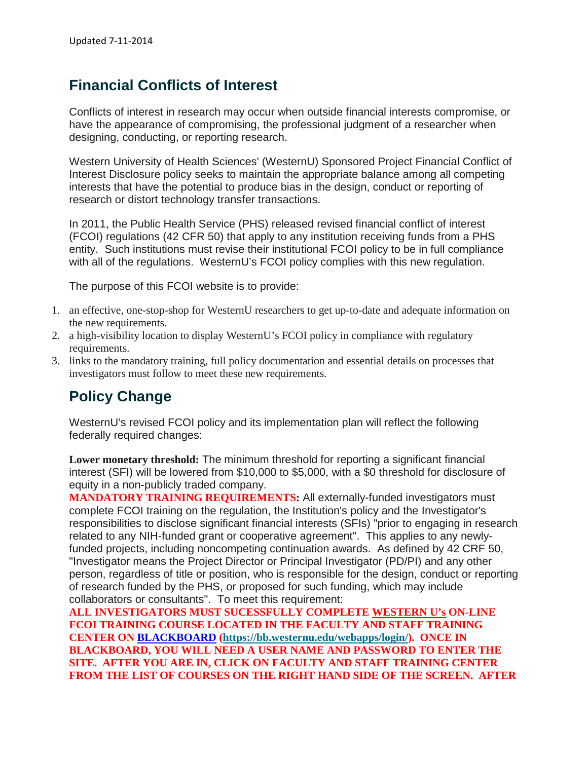Updated 7-11-2014

# Financial Conflicts of Interest

Conflicts of interest in research may occur when outside financial interests compromise, or have the appearance of compromising, the professional judgment of a researcher when designing, conducting, or reporting research.

Western University of Health Sciences' (WesternU) Sponsored Project Financial Conflict of Interest Disclosure policy seeks to maintain the appropriate balance among all competing interests that have the potential to produce bias in the design, conduct or reporting of research or distort technology transfer transactions.

In 2011, the Public Health Service (PHS) released revised financial conflict of interest (FCOI) regulations (42 CFR 50) that apply to any institution receiving funds from a PHS entity. Such institutions must revise their institutional FCOI policy to be in full compliance with all of the regulations. WesternU's FCOI policy complies with this new regulation.

The purpose of this FCOI website is to provide:

1. an effective, one-stop-shop for WesternU researchers to get up-to-date and adequate information on the new requirements.
2. a high-visibility location to display WesternU's FCOI policy in compliance with regulatory requirements.
3. links to the mandatory training, full policy documentation and essential details on processes that investigators must follow to meet these new requirements.

# Policy Change

WesternU's revised FCOI policy and its implementation plan will reflect the following federally required changes:

**Lower monetary threshold:** The minimum threshold for reporting a significant financial interest (SFI) will be lowered from $10,000 to $5,000, with a $0 threshold for disclosure of equity in a non-publicly traded company.
**MANDATORY TRAINING REQUIREMENTS:** All externally-funded investigators must complete FCOI training on the regulation, the Institution's policy and the Investigator's responsibilities to disclose significant financial interests (SFIs) "prior to engaging in research related to any NIH-funded grant or cooperative agreement". This applies to any newly-funded projects, including noncompeting continuation awards. As defined by 42 CRF 50, "Investigator means the Project Director or Principal Investigator (PD/PI) and any other person, regardless of title or position, who is responsible for the design, conduct or reporting of research funded by the PHS, or proposed for such funding, which may include collaborators or consultants". To meet this requirement:
**ALL INVESTIGATORS MUST SUCESSFULLY COMPLETE WESTERN U's ON-LINE FCOI TRAINING COURSE LOCATED IN THE FACULTY AND STAFF TRAINING CENTER ON BLACKBOARD (https://bb.westernu.edu/webapps/login/). ONCE IN BLACKBOARD, YOU WILL NEED A USER NAME AND PASSWORD TO ENTER THE SITE. AFTER YOU ARE IN, CLICK ON FACULTY AND STAFF TRAINING CENTER FROM THE LIST OF COURSES ON THE RIGHT HAND SIDE OF THE SCREEN. AFTER**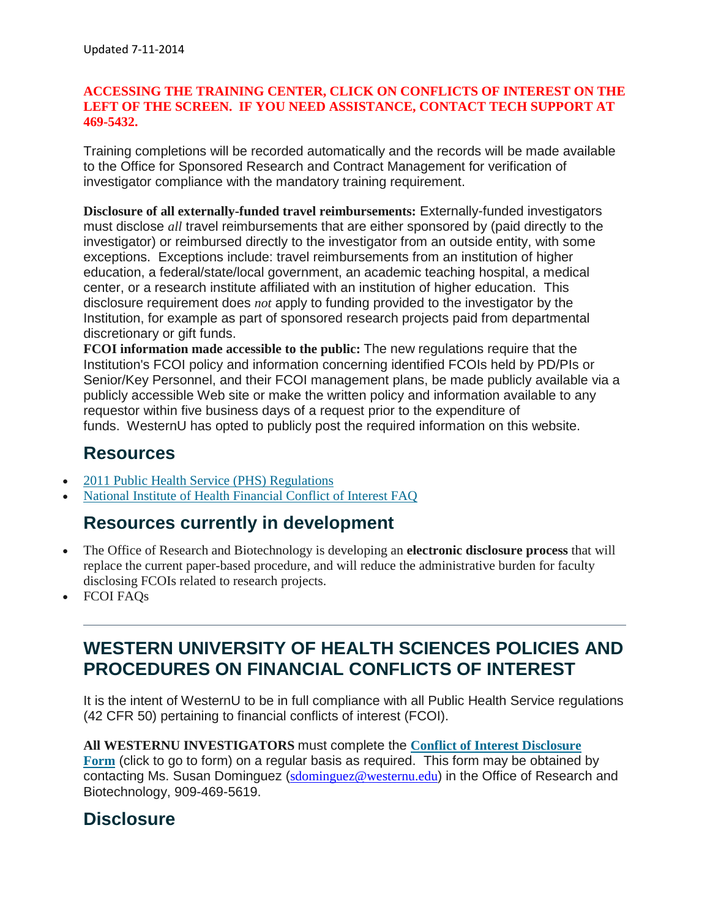**ACCESSING THE TRAINING CENTER, CLICK ON CONFLICTS OF INTEREST ON THE LEFT OF THE SCREEN. IF YOU NEED ASSISTANCE, CONTACT TECH SUPPORT AT 469-5432.**

Training completions will be recorded automatically and the records will be made available to the Office for Sponsored Research and Contract Management for verification of investigator compliance with the mandatory training requirement.

**Disclosure of all externally-funded travel reimbursements:** Externally-funded investigators must disclose *all* travel reimbursements that are either sponsored by (paid directly to the investigator) or reimbursed directly to the investigator from an outside entity, with some exceptions. Exceptions include: travel reimbursements from an institution of higher education, a federal/state/local government, an academic teaching hospital, a medical center, or a research institute affiliated with an institution of higher education. This disclosure requirement does *not* apply to funding provided to the investigator by the Institution, for example as part of sponsored research projects paid from departmental discretionary or gift funds.

**FCOI information made accessible to the public:** The new regulations require that the Institution's FCOI policy and information concerning identified FCOIs held by PD/PIs or Senior/Key Personnel, and their FCOI management plans, be made publicly available via a publicly accessible Web site or make the written policy and information available to any requestor within five business days of a request prior to the expenditure of funds. WesternU has opted to publicly post the required information on this website.

## Resources

- 2011 Public Health Service (PHS) Regulations
- National Institute of Health Financial Conflict of Interest FAQ

## Resources currently in development

- The Office of Research and Biotechnology is developing an **electronic disclosure process** that will replace the current paper-based procedure, and will reduce the administrative burden for faculty disclosing FCOIs related to research projects.
- FCOI FAQs

---

## WESTERN UNIVERSITY OF HEALTH SCIENCES POLICIES AND PROCEDURES ON FINANCIAL CONFLICTS OF INTEREST

It is the intent of WesternU to be in full compliance with all Public Health Service regulations (42 CFR 50) pertaining to financial conflicts of interest (FCOI).

**All WESTERNU INVESTIGATORS** must complete the **Conflict of Interest Disclosure Form** (click to go to form) on a regular basis as required. This form may be obtained by contacting Ms. Susan Dominguez (sdominguez@westernu.edu) in the Office of Research and Biotechnology, 909-469-5619.

## Disclosure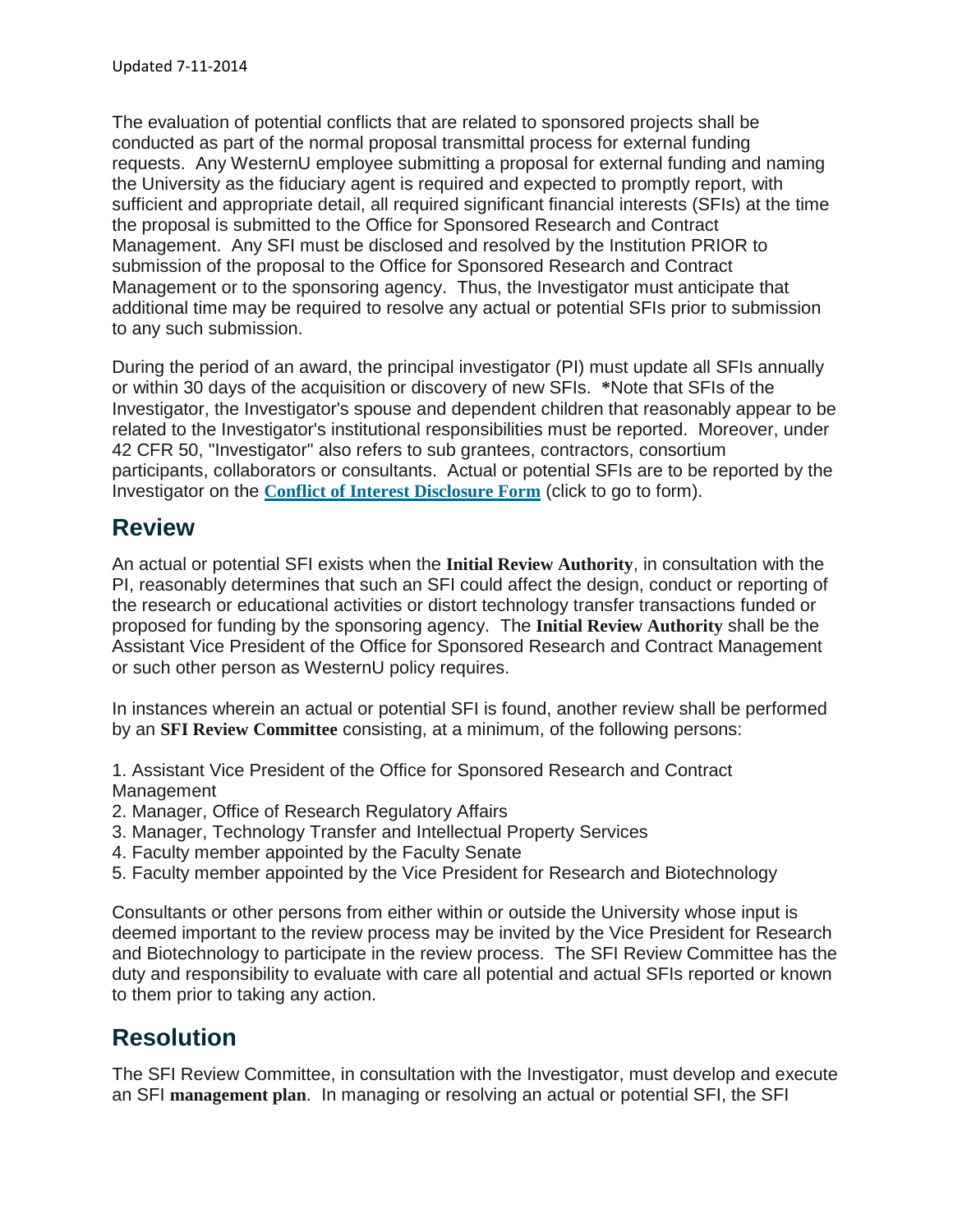The evaluation of potential conflicts that are related to sponsored projects shall be conducted as part of the normal proposal transmittal process for external funding requests. Any WesternU employee submitting a proposal for external funding and naming the University as the fiduciary agent is required and expected to promptly report, with sufficient and appropriate detail, all required significant financial interests (SFIs) at the time the proposal is submitted to the Office for Sponsored Research and Contract Management. Any SFI must be disclosed and resolved by the Institution PRIOR to submission of the proposal to the Office for Sponsored Research and Contract Management or to the sponsoring agency. Thus, the Investigator must anticipate that additional time may be required to resolve any actual or potential SFIs prior to submission to any such submission.

During the period of an award, the principal investigator (PI) must update all SFIs annually or within 30 days of the acquisition or discovery of new SFIs. ***Note that SFIs of the Investigator, the Investigator's spouse and dependent children that reasonably appear to be related to the Investigator's institutional responsibilities must be reported. Moreover, under 42 CFR 50, "Investigator" also refers to sub grantees, contractors, consortium participants, collaborators or consultants. Actual or potential SFIs are to be reported by the Investigator on the **Conflict of Interest Disclosure Form** (click to go to form).

## Review

An actual or potential SFI exists when the **Initial Review Authority**, in consultation with the PI, reasonably determines that such an SFI could affect the design, conduct or reporting of the research or educational activities or distort technology transfer transactions funded or proposed for funding by the sponsoring agency. The **Initial Review Authority** shall be the Assistant Vice President of the Office for Sponsored Research and Contract Management or such other person as WesternU policy requires.

In instances wherein an actual or potential SFI is found, another review shall be performed by an **SFI Review Committee** consisting, at a minimum, of the following persons:

1. Assistant Vice President of the Office for Sponsored Research and Contract Management
2. Manager, Office of Research Regulatory Affairs
3. Manager, Technology Transfer and Intellectual Property Services
4. Faculty member appointed by the Faculty Senate
5. Faculty member appointed by the Vice President for Research and Biotechnology

Consultants or other persons from either within or outside the University whose input is deemed important to the review process may be invited by the Vice President for Research and Biotechnology to participate in the review process. The SFI Review Committee has the duty and responsibility to evaluate with care all potential and actual SFIs reported or known to them prior to taking any action.

## Resolution

The SFI Review Committee, in consultation with the Investigator, must develop and execute an SFI **management plan**. In managing or resolving an actual or potential SFI, the SFI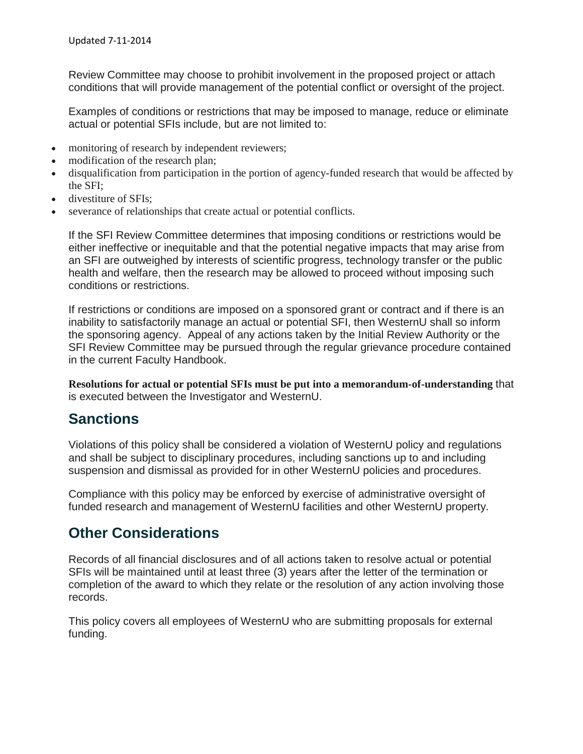Review Committee may choose to prohibit involvement in the proposed project or attach conditions that will provide management of the potential conflict or oversight of the project.

Examples of conditions or restrictions that may be imposed to manage, reduce or eliminate actual or potential SFIs include, but are not limited to:

- monitoring of research by independent reviewers;
- modification of the research plan;
- disqualification from participation in the portion of agency-funded research that would be affected by the SFI;
- divestiture of SFIs;
- severance of relationships that create actual or potential conflicts.

If the SFI Review Committee determines that imposing conditions or restrictions would be either ineffective or inequitable and that the potential negative impacts that may arise from an SFI are outweighed by interests of scientific progress, technology transfer or the public health and welfare, then the research may be allowed to proceed without imposing such conditions or restrictions.

If restrictions or conditions are imposed on a sponsored grant or contract and if there is an inability to satisfactorily manage an actual or potential SFI, then WesternU shall so inform the sponsoring agency. Appeal of any actions taken by the Initial Review Authority or the SFI Review Committee may be pursued through the regular grievance procedure contained in the current Faculty Handbook.

**Resolutions for actual or potential SFIs must be put into a memorandum-of-understanding** that is executed between the Investigator and WesternU.

## Sanctions

Violations of this policy shall be considered a violation of WesternU policy and regulations and shall be subject to disciplinary procedures, including sanctions up to and including suspension and dismissal as provided for in other WesternU policies and procedures.

Compliance with this policy may be enforced by exercise of administrative oversight of funded research and management of WesternU facilities and other WesternU property.

## Other Considerations

Records of all financial disclosures and of all actions taken to resolve actual or potential SFIs will be maintained until at least three (3) years after the letter of the termination or completion of the award to which they relate or the resolution of any action involving those records.

This policy covers all employees of WesternU who are submitting proposals for external funding.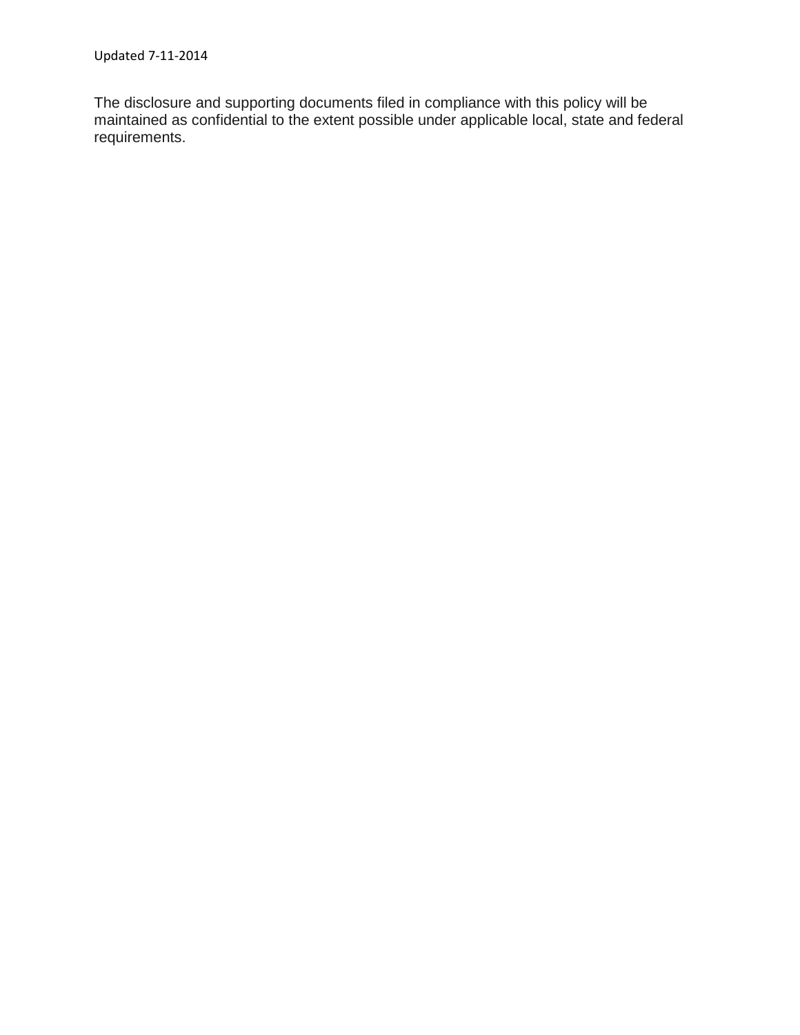The disclosure and supporting documents filed in compliance with this policy will be maintained as confidential to the extent possible under applicable local, state and federal requirements.